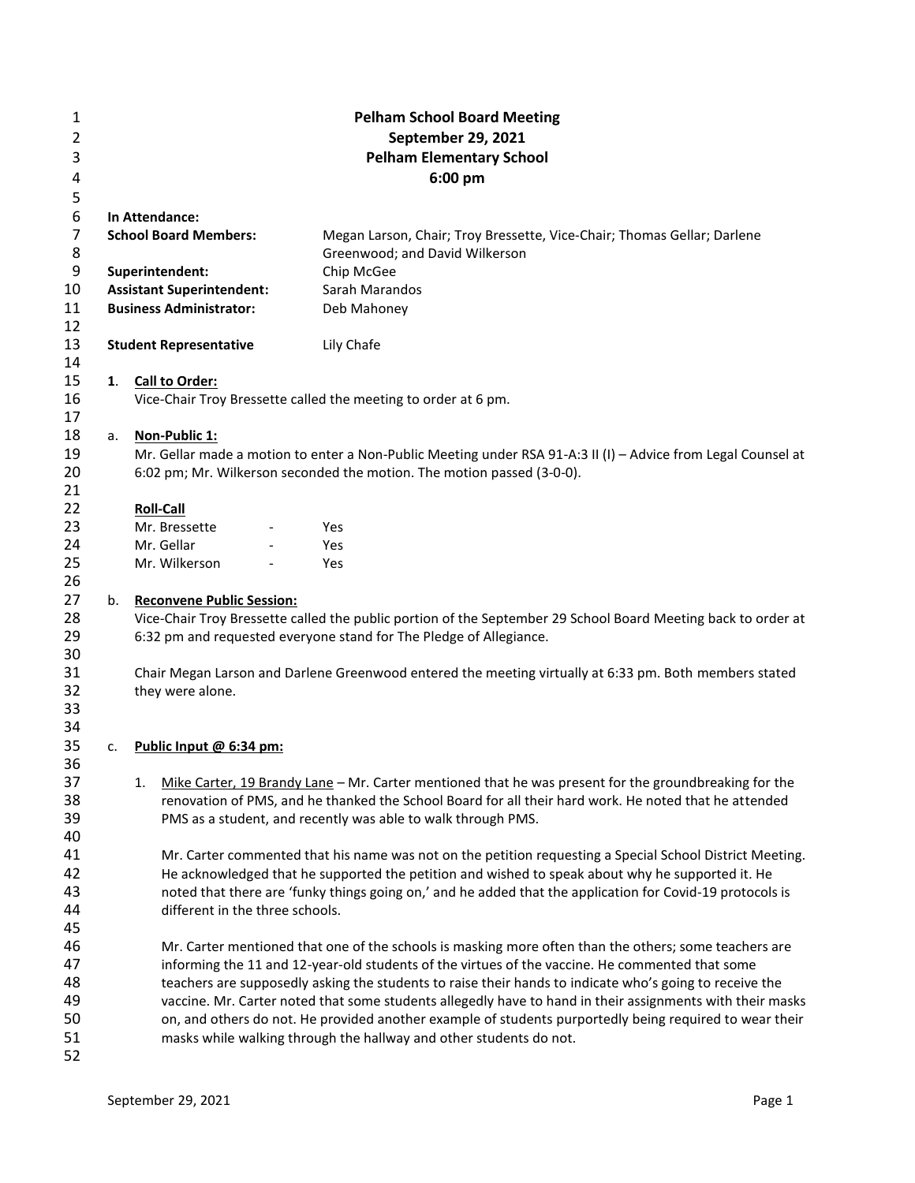# Pelham School Board Meeting
## September 29, 2021
## Pelham Elementary School
## 6:00 pm

**In Attendance:**

| | |
|---|---|
| **School Board Members:** | Megan Larson, Chair; Troy Bressette, Vice-Chair; Thomas Gellar; Darlene Greenwood; and David Wilkerson |
| **Superintendent:** | Chip McGee |
| **Assistant Superintendent:** | Sarah Marandos |
| **Business Administrator:** | Deb Mahoney |
| **Student Representative** | Lily Chafe |

**1. Call to Order:**

Vice-Chair Troy Bressette called the meeting to order at 6 pm.

a. **Non-Public 1:**

Mr. Gellar made a motion to enter a Non-Public Meeting under RSA 91-A:3 II (I) – Advice from Legal Counsel at 6:02 pm; Mr. Wilkerson seconded the motion. The motion passed (3-0-0).

**Roll-Call**

| | | |
|---|---|---|
| Mr. Bressette | - | Yes |
| Mr. Gellar | - | Yes |
| Mr. Wilkerson | - | Yes |

b. **Reconvene Public Session:**

Vice-Chair Troy Bressette called the public portion of the September 29 School Board Meeting back to order at 6:32 pm and requested everyone stand for The Pledge of Allegiance.

Chair Megan Larson and Darlene Greenwood entered the meeting virtually at 6:33 pm. Both members stated they were alone.

c. **Public Input @ 6:34 pm:**

1. Mike Carter, 19 Brandy Lane – Mr. Carter mentioned that he was present for the groundbreaking for the renovation of PMS, and he thanked the School Board for all their hard work. He noted that he attended PMS as a student, and recently was able to walk through PMS.

   Mr. Carter commented that his name was not on the petition requesting a Special School District Meeting. He acknowledged that he supported the petition and wished to speak about why he supported it. He noted that there are 'funky things going on,' and he added that the application for Covid-19 protocols is different in the three schools.

   Mr. Carter mentioned that one of the schools is masking more often than the others; some teachers are informing the 11 and 12-year-old students of the virtues of the vaccine. He commented that some teachers are supposedly asking the students to raise their hands to indicate who's going to receive the vaccine. Mr. Carter noted that some students allegedly have to hand in their assignments with their masks on, and others do not. He provided another example of students purportedly being required to wear their masks while walking through the hallway and other students do not.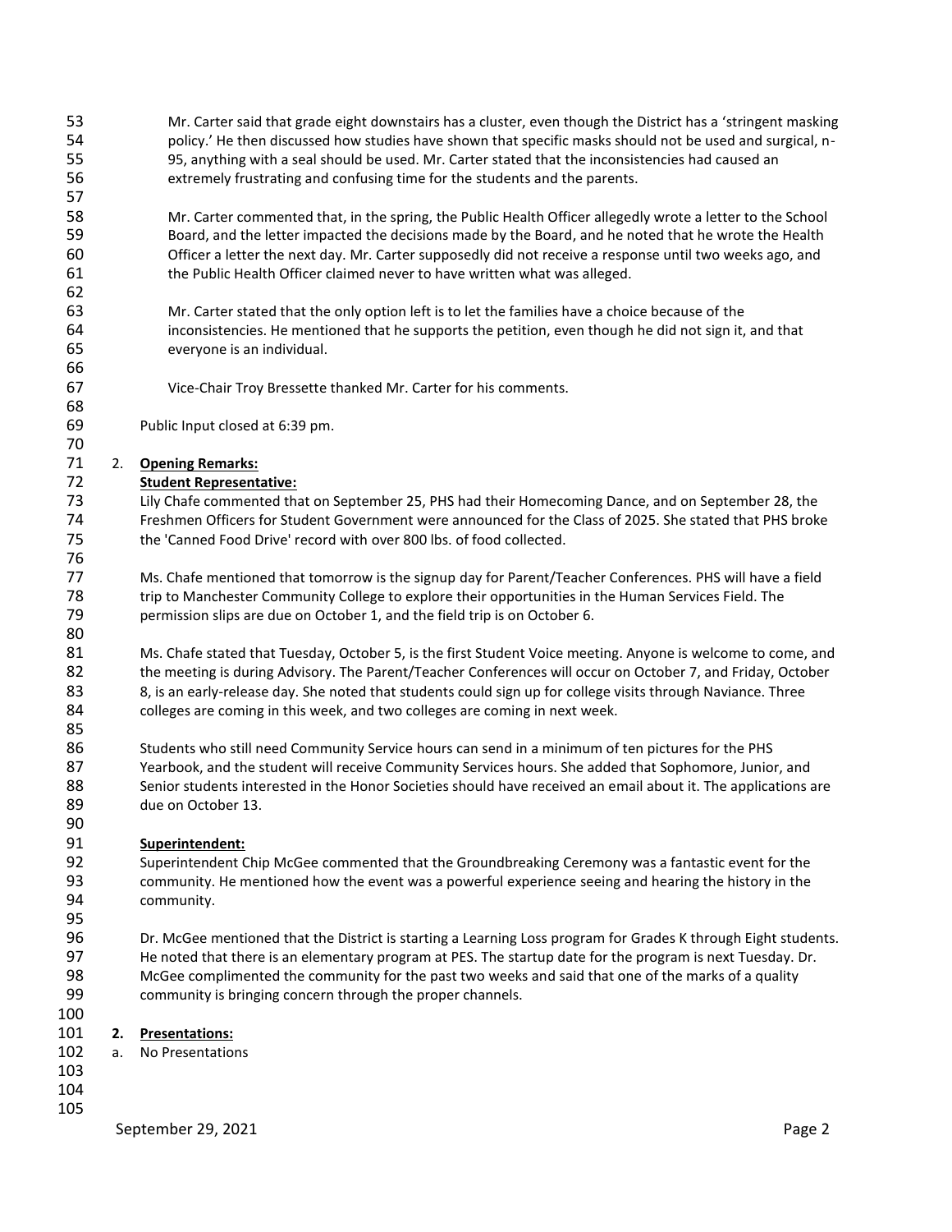Mr. Carter said that grade eight downstairs has a cluster, even though the District has a 'stringent masking policy.' He then discussed how studies have shown that specific masks should not be used and surgical, n-95, anything with a seal should be used. Mr. Carter stated that the inconsistencies had caused an extremely frustrating and confusing time for the students and the parents.

Mr. Carter commented that, in the spring, the Public Health Officer allegedly wrote a letter to the School Board, and the letter impacted the decisions made by the Board, and he noted that he wrote the Health Officer a letter the next day. Mr. Carter supposedly did not receive a response until two weeks ago, and the Public Health Officer claimed never to have written what was alleged.

Mr. Carter stated that the only option left is to let the families have a choice because of the inconsistencies. He mentioned that he supports the petition, even though he did not sign it, and that everyone is an individual.

Vice-Chair Troy Bressette thanked Mr. Carter for his comments.

Public Input closed at 6:39 pm.

2. **Opening Remarks:**

**Student Representative:**

Lily Chafe commented that on September 25, PHS had their Homecoming Dance, and on September 28, the Freshmen Officers for Student Government were announced for the Class of 2025. She stated that PHS broke the 'Canned Food Drive' record with over 800 lbs. of food collected.

Ms. Chafe mentioned that tomorrow is the signup day for Parent/Teacher Conferences. PHS will have a field trip to Manchester Community College to explore their opportunities in the Human Services Field. The permission slips are due on October 1, and the field trip is on October 6.

Ms. Chafe stated that Tuesday, October 5, is the first Student Voice meeting. Anyone is welcome to come, and the meeting is during Advisory. The Parent/Teacher Conferences will occur on October 7, and Friday, October 8, is an early-release day. She noted that students could sign up for college visits through Naviance. Three colleges are coming in this week, and two colleges are coming in next week.

Students who still need Community Service hours can send in a minimum of ten pictures for the PHS Yearbook, and the student will receive Community Services hours. She added that Sophomore, Junior, and Senior students interested in the Honor Societies should have received an email about it. The applications are due on October 13.

**Superintendent:**

Superintendent Chip McGee commented that the Groundbreaking Ceremony was a fantastic event for the community. He mentioned how the event was a powerful experience seeing and hearing the history in the community.

Dr. McGee mentioned that the District is starting a Learning Loss program for Grades K through Eight students. He noted that there is an elementary program at PES. The startup date for the program is next Tuesday. Dr. McGee complimented the community for the past two weeks and said that one of the marks of a quality community is bringing concern through the proper channels.

**2. Presentations:**

a. No Presentations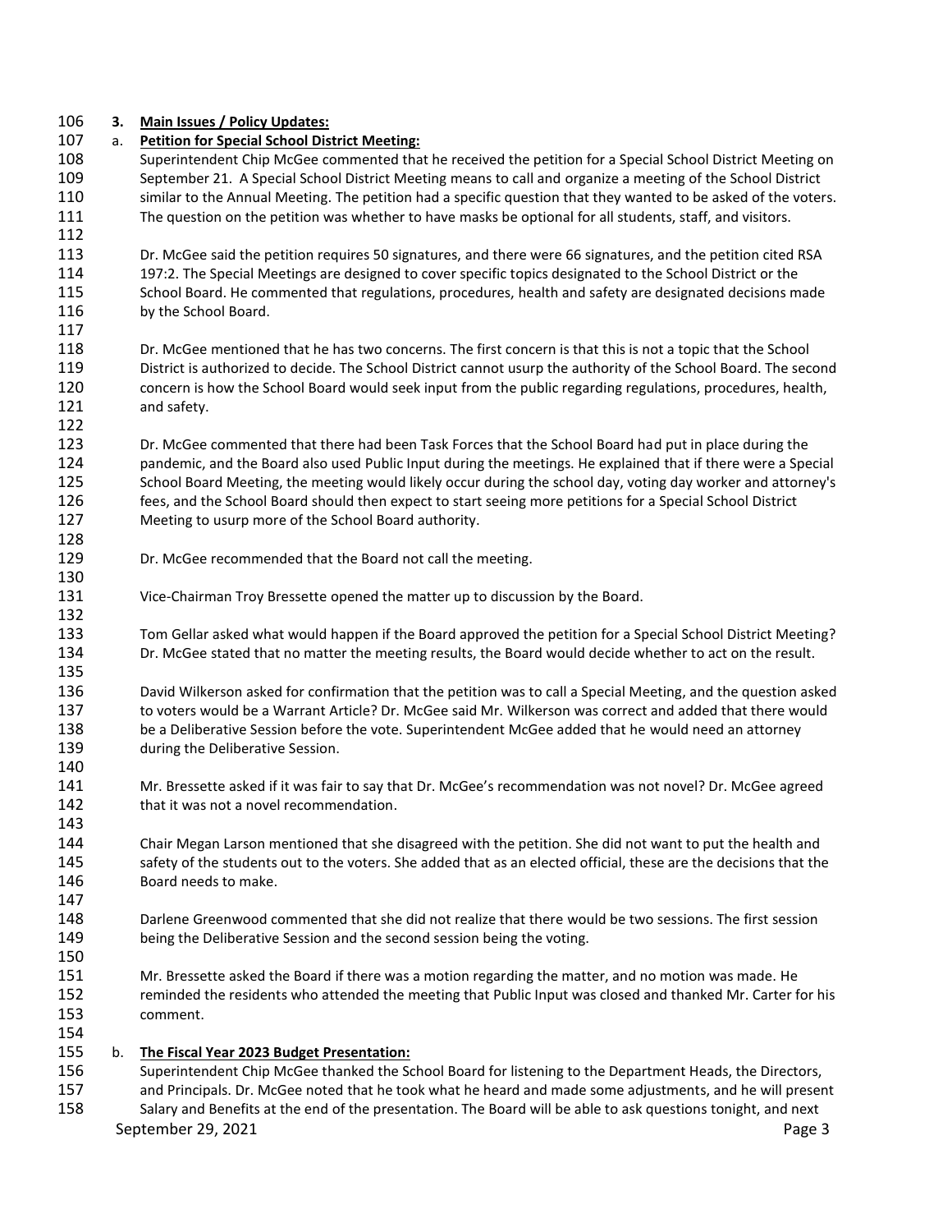**3. Main Issues / Policy Updates:**

a. **Petition for Special School District Meeting:**

Superintendent Chip McGee commented that he received the petition for a Special School District Meeting on September 21. A Special School District Meeting means to call and organize a meeting of the School District similar to the Annual Meeting. The petition had a specific question that they wanted to be asked of the voters. The question on the petition was whether to have masks be optional for all students, staff, and visitors.

Dr. McGee said the petition requires 50 signatures, and there were 66 signatures, and the petition cited RSA 197:2. The Special Meetings are designed to cover specific topics designated to the School District or the School Board. He commented that regulations, procedures, health and safety are designated decisions made by the School Board.

Dr. McGee mentioned that he has two concerns. The first concern is that this is not a topic that the School District is authorized to decide. The School District cannot usurp the authority of the School Board. The second concern is how the School Board would seek input from the public regarding regulations, procedures, health, and safety.

Dr. McGee commented that there had been Task Forces that the School Board had put in place during the pandemic, and the Board also used Public Input during the meetings. He explained that if there were a Special School Board Meeting, the meeting would likely occur during the school day, voting day worker and attorney's fees, and the School Board should then expect to start seeing more petitions for a Special School District Meeting to usurp more of the School Board authority.

Dr. McGee recommended that the Board not call the meeting.

Vice-Chairman Troy Bressette opened the matter up to discussion by the Board.

Tom Gellar asked what would happen if the Board approved the petition for a Special School District Meeting? Dr. McGee stated that no matter the meeting results, the Board would decide whether to act on the result.

David Wilkerson asked for confirmation that the petition was to call a Special Meeting, and the question asked to voters would be a Warrant Article? Dr. McGee said Mr. Wilkerson was correct and added that there would be a Deliberative Session before the vote. Superintendent McGee added that he would need an attorney during the Deliberative Session.

Mr. Bressette asked if it was fair to say that Dr. McGee's recommendation was not novel? Dr. McGee agreed that it was not a novel recommendation.

Chair Megan Larson mentioned that she disagreed with the petition. She did not want to put the health and safety of the students out to the voters. She added that as an elected official, these are the decisions that the Board needs to make.

Darlene Greenwood commented that she did not realize that there would be two sessions. The first session being the Deliberative Session and the second session being the voting.

Mr. Bressette asked the Board if there was a motion regarding the matter, and no motion was made. He reminded the residents who attended the meeting that Public Input was closed and thanked Mr. Carter for his comment.

b. **The Fiscal Year 2023 Budget Presentation:**

Superintendent Chip McGee thanked the School Board for listening to the Department Heads, the Directors, and Principals. Dr. McGee noted that he took what he heard and made some adjustments, and he will present Salary and Benefits at the end of the presentation. The Board will be able to ask questions tonight, and next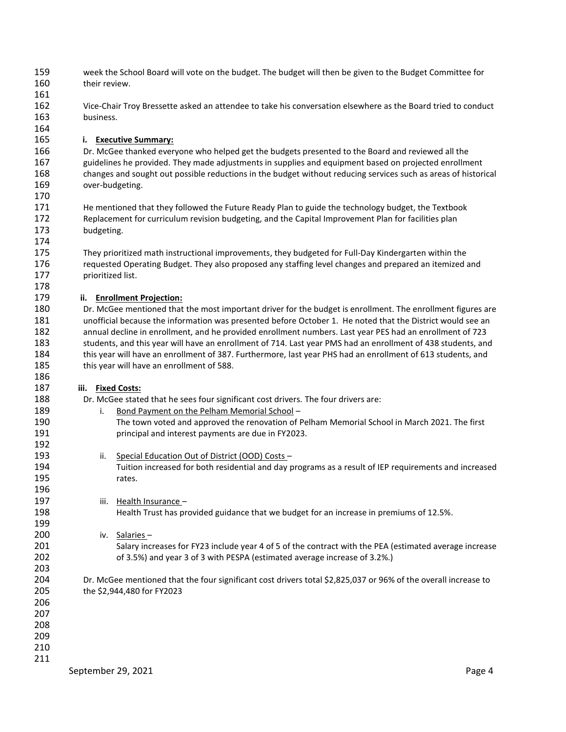week the School Board will vote on the budget. The budget will then be given to the Budget Committee for their review.

Vice-Chair Troy Bressette asked an attendee to take his conversation elsewhere as the Board tried to conduct business.

**i. Executive Summary:**

Dr. McGee thanked everyone who helped get the budgets presented to the Board and reviewed all the guidelines he provided. They made adjustments in supplies and equipment based on projected enrollment changes and sought out possible reductions in the budget without reducing services such as areas of historical over-budgeting.

He mentioned that they followed the Future Ready Plan to guide the technology budget, the Textbook Replacement for curriculum revision budgeting, and the Capital Improvement Plan for facilities plan budgeting.

They prioritized math instructional improvements, they budgeted for Full-Day Kindergarten within the requested Operating Budget. They also proposed any staffing level changes and prepared an itemized and prioritized list.

**ii. Enrollment Projection:**

Dr. McGee mentioned that the most important driver for the budget is enrollment. The enrollment figures are unofficial because the information was presented before October 1. He noted that the District would see an annual decline in enrollment, and he provided enrollment numbers. Last year PES had an enrollment of 723 students, and this year will have an enrollment of 714. Last year PMS had an enrollment of 438 students, and this year will have an enrollment of 387. Furthermore, last year PHS had an enrollment of 613 students, and this year will have an enrollment of 588.

**iii. Fixed Costs:**

Dr. McGee stated that he sees four significant cost drivers. The four drivers are:

i. Bond Payment on the Pelham Memorial School –
   The town voted and approved the renovation of Pelham Memorial School in March 2021. The first principal and interest payments are due in FY2023.

ii. Special Education Out of District (OOD) Costs –
   Tuition increased for both residential and day programs as a result of IEP requirements and increased rates.

iii. Health Insurance –
   Health Trust has provided guidance that we budget for an increase in premiums of 12.5%.

iv. Salaries –
   Salary increases for FY23 include year 4 of 5 of the contract with the PEA (estimated average increase of 3.5%) and year 3 of 3 with PESPA (estimated average increase of 3.2%.)

Dr. McGee mentioned that the four significant cost drivers total $2,825,037 or 96% of the overall increase to the $2,944,480 for FY2023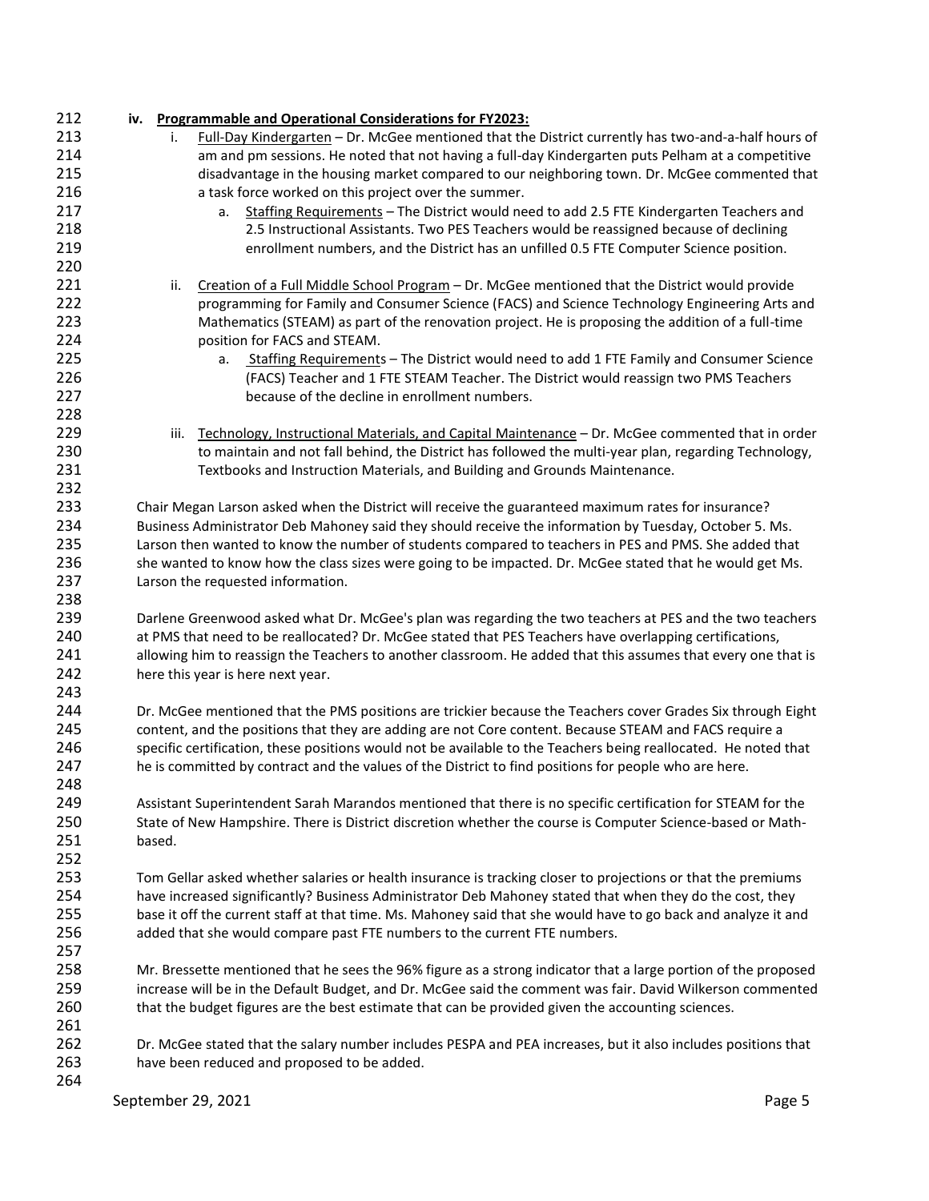**iv. Programmable and Operational Considerations for FY2023:**

i. Full-Day Kindergarten – Dr. McGee mentioned that the District currently has two-and-a-half hours of am and pm sessions. He noted that not having a full-day Kindergarten puts Pelham at a competitive disadvantage in the housing market compared to our neighboring town. Dr. McGee commented that a task force worked on this project over the summer.

   a. Staffing Requirements – The District would need to add 2.5 FTE Kindergarten Teachers and 2.5 Instructional Assistants. Two PES Teachers would be reassigned because of declining enrollment numbers, and the District has an unfilled 0.5 FTE Computer Science position.

ii. Creation of a Full Middle School Program – Dr. McGee mentioned that the District would provide programming for Family and Consumer Science (FACS) and Science Technology Engineering Arts and Mathematics (STEAM) as part of the renovation project. He is proposing the addition of a full-time position for FACS and STEAM.

   a. Staffing Requirements – The District would need to add 1 FTE Family and Consumer Science (FACS) Teacher and 1 FTE STEAM Teacher. The District would reassign two PMS Teachers because of the decline in enrollment numbers.

iii. Technology, Instructional Materials, and Capital Maintenance – Dr. McGee commented that in order to maintain and not fall behind, the District has followed the multi-year plan, regarding Technology, Textbooks and Instruction Materials, and Building and Grounds Maintenance.

Chair Megan Larson asked when the District will receive the guaranteed maximum rates for insurance? Business Administrator Deb Mahoney said they should receive the information by Tuesday, October 5. Ms. Larson then wanted to know the number of students compared to teachers in PES and PMS. She added that she wanted to know how the class sizes were going to be impacted. Dr. McGee stated that he would get Ms. Larson the requested information.

Darlene Greenwood asked what Dr. McGee's plan was regarding the two teachers at PES and the two teachers at PMS that need to be reallocated? Dr. McGee stated that PES Teachers have overlapping certifications, allowing him to reassign the Teachers to another classroom. He added that this assumes that every one that is here this year is here next year.

Dr. McGee mentioned that the PMS positions are trickier because the Teachers cover Grades Six through Eight content, and the positions that they are adding are not Core content. Because STEAM and FACS require a specific certification, these positions would not be available to the Teachers being reallocated. He noted that he is committed by contract and the values of the District to find positions for people who are here.

Assistant Superintendent Sarah Marandos mentioned that there is no specific certification for STEAM for the State of New Hampshire. There is District discretion whether the course is Computer Science-based or Math-based.

Tom Gellar asked whether salaries or health insurance is tracking closer to projections or that the premiums have increased significantly? Business Administrator Deb Mahoney stated that when they do the cost, they base it off the current staff at that time. Ms. Mahoney said that she would have to go back and analyze it and added that she would compare past FTE numbers to the current FTE numbers.

Mr. Bressette mentioned that he sees the 96% figure as a strong indicator that a large portion of the proposed increase will be in the Default Budget, and Dr. McGee said the comment was fair. David Wilkerson commented that the budget figures are the best estimate that can be provided given the accounting sciences.

Dr. McGee stated that the salary number includes PESPA and PEA increases, but it also includes positions that have been reduced and proposed to be added.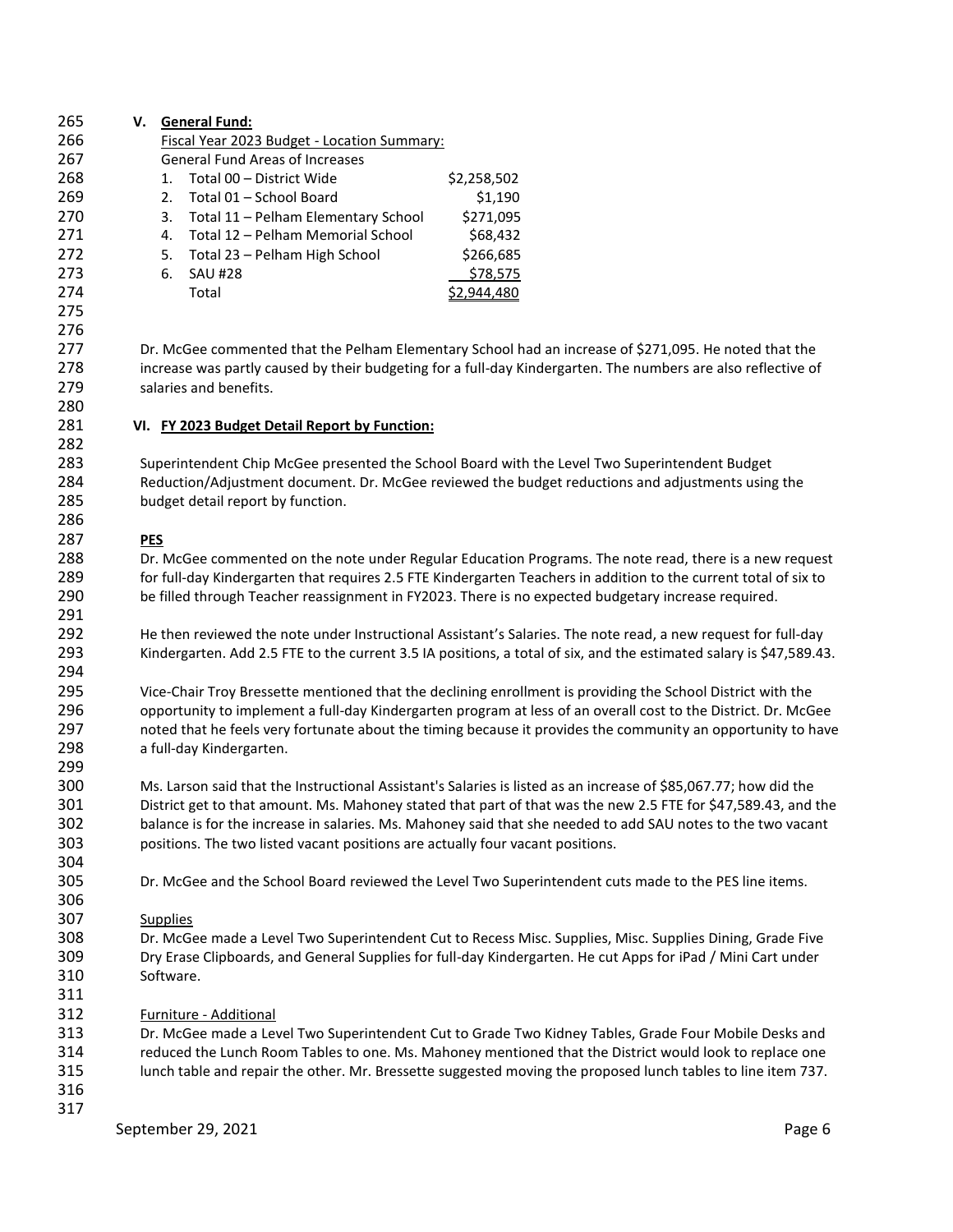## V. General Fund:

Fiscal Year 2023 Budget - Location Summary:

General Fund Areas of Increases

| | | |
|---|---|---|
| 1. | Total 00 – District Wide | $2,258,502 |
| 2. | Total 01 – School Board | $1,190 |
| 3. | Total 11 – Pelham Elementary School | $271,095 |
| 4. | Total 12 – Pelham Memorial School | $68,432 |
| 5. | Total 23 – Pelham High School | $266,685 |
| 6. | SAU #28 | $78,575 |
| | Total | $2,944,480 |

Dr. McGee commented that the Pelham Elementary School had an increase of $271,095. He noted that the increase was partly caused by their budgeting for a full-day Kindergarten. The numbers are also reflective of salaries and benefits.

## VI. FY 2023 Budget Detail Report by Function:

Superintendent Chip McGee presented the School Board with the Level Two Superintendent Budget Reduction/Adjustment document. Dr. McGee reviewed the budget reductions and adjustments using the budget detail report by function.

**PES**

Dr. McGee commented on the note under Regular Education Programs. The note read, there is a new request for full-day Kindergarten that requires 2.5 FTE Kindergarten Teachers in addition to the current total of six to be filled through Teacher reassignment in FY2023. There is no expected budgetary increase required.

He then reviewed the note under Instructional Assistant's Salaries. The note read, a new request for full-day Kindergarten. Add 2.5 FTE to the current 3.5 IA positions, a total of six, and the estimated salary is $47,589.43.

Vice-Chair Troy Bressette mentioned that the declining enrollment is providing the School District with the opportunity to implement a full-day Kindergarten program at less of an overall cost to the District. Dr. McGee noted that he feels very fortunate about the timing because it provides the community an opportunity to have a full-day Kindergarten.

Ms. Larson said that the Instructional Assistant's Salaries is listed as an increase of $85,067.77; how did the District get to that amount. Ms. Mahoney stated that part of that was the new 2.5 FTE for $47,589.43, and the balance is for the increase in salaries. Ms. Mahoney said that she needed to add SAU notes to the two vacant positions. The two listed vacant positions are actually four vacant positions.

Dr. McGee and the School Board reviewed the Level Two Superintendent cuts made to the PES line items.

Supplies

Dr. McGee made a Level Two Superintendent Cut to Recess Misc. Supplies, Misc. Supplies Dining, Grade Five Dry Erase Clipboards, and General Supplies for full-day Kindergarten. He cut Apps for iPad / Mini Cart under Software.

Furniture - Additional

Dr. McGee made a Level Two Superintendent Cut to Grade Two Kidney Tables, Grade Four Mobile Desks and reduced the Lunch Room Tables to one. Ms. Mahoney mentioned that the District would look to replace one lunch table and repair the other. Mr. Bressette suggested moving the proposed lunch tables to line item 737.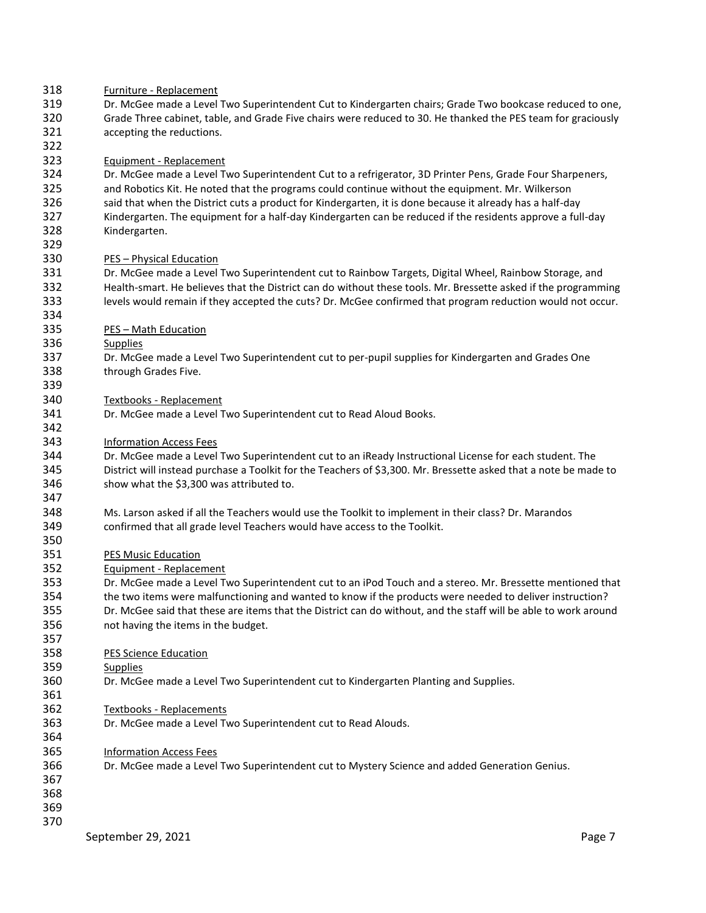Furniture - Replacement

Dr. McGee made a Level Two Superintendent Cut to Kindergarten chairs; Grade Two bookcase reduced to one, Grade Three cabinet, table, and Grade Five chairs were reduced to 30. He thanked the PES team for graciously accepting the reductions.

Equipment - Replacement

Dr. McGee made a Level Two Superintendent Cut to a refrigerator, 3D Printer Pens, Grade Four Sharpeners, and Robotics Kit. He noted that the programs could continue without the equipment. Mr. Wilkerson said that when the District cuts a product for Kindergarten, it is done because it already has a half-day Kindergarten. The equipment for a half-day Kindergarten can be reduced if the residents approve a full-day Kindergarten.

PES – Physical Education

Dr. McGee made a Level Two Superintendent cut to Rainbow Targets, Digital Wheel, Rainbow Storage, and Health-smart. He believes that the District can do without these tools. Mr. Bressette asked if the programming levels would remain if they accepted the cuts? Dr. McGee confirmed that program reduction would not occur.

PES – Math Education

Supplies

Dr. McGee made a Level Two Superintendent cut to per-pupil supplies for Kindergarten and Grades One through Grades Five.

Textbooks - Replacement

Dr. McGee made a Level Two Superintendent cut to Read Aloud Books.

Information Access Fees

Dr. McGee made a Level Two Superintendent cut to an iReady Instructional License for each student. The District will instead purchase a Toolkit for the Teachers of $3,300. Mr. Bressette asked that a note be made to show what the $3,300 was attributed to.

Ms. Larson asked if all the Teachers would use the Toolkit to implement in their class? Dr. Marandos confirmed that all grade level Teachers would have access to the Toolkit.

PES Music Education

Equipment - Replacement

Dr. McGee made a Level Two Superintendent cut to an iPod Touch and a stereo. Mr. Bressette mentioned that the two items were malfunctioning and wanted to know if the products were needed to deliver instruction? Dr. McGee said that these are items that the District can do without, and the staff will be able to work around not having the items in the budget.

PES Science Education

Supplies

Dr. McGee made a Level Two Superintendent cut to Kindergarten Planting and Supplies.

Textbooks - Replacements

Dr. McGee made a Level Two Superintendent cut to Read Alouds.

Information Access Fees

Dr. McGee made a Level Two Superintendent cut to Mystery Science and added Generation Genius.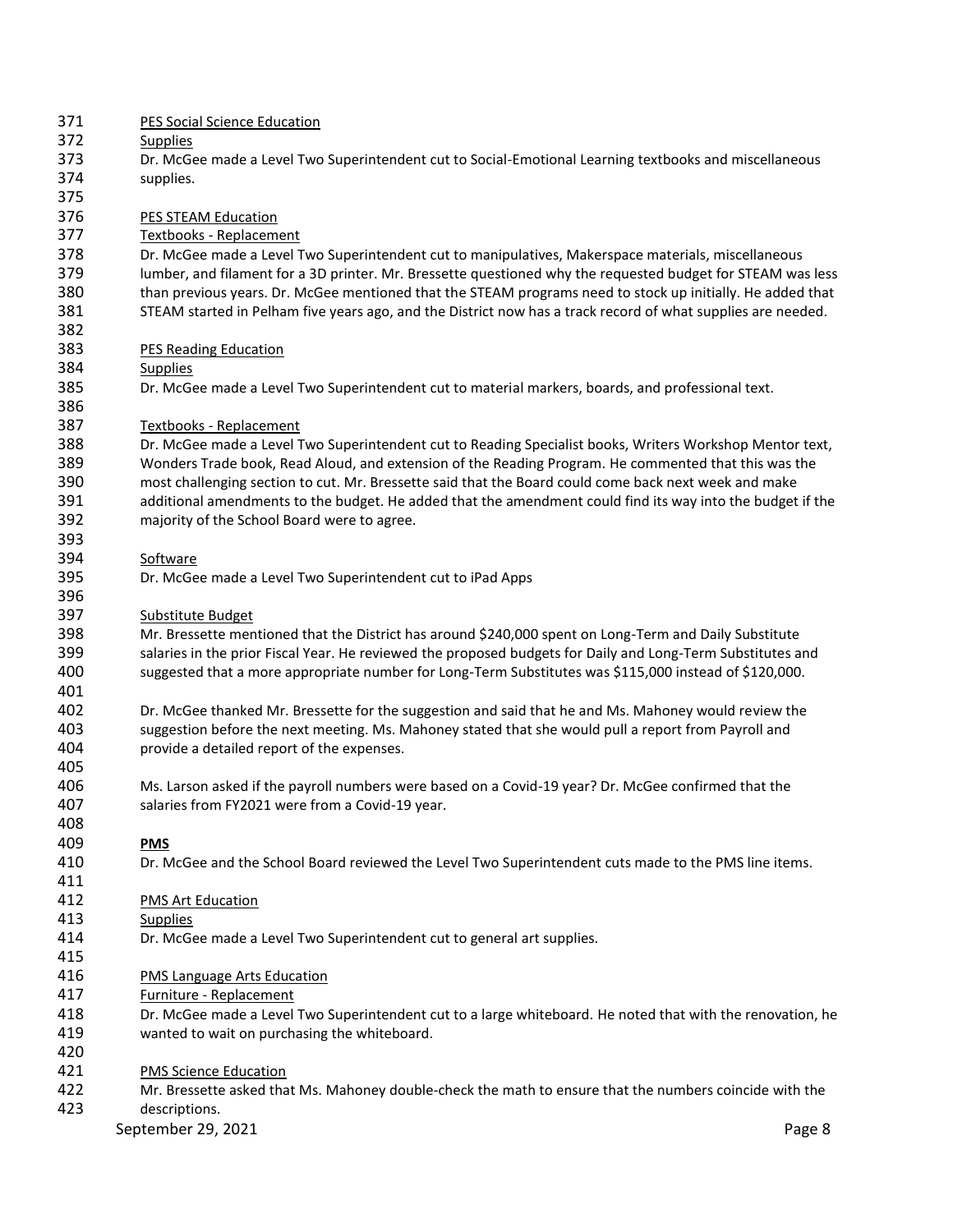PES Social Science Education

Supplies

Dr. McGee made a Level Two Superintendent cut to Social-Emotional Learning textbooks and miscellaneous supplies.

PES STEAM Education

Textbooks - Replacement

Dr. McGee made a Level Two Superintendent cut to manipulatives, Makerspace materials, miscellaneous lumber, and filament for a 3D printer. Mr. Bressette questioned why the requested budget for STEAM was less than previous years. Dr. McGee mentioned that the STEAM programs need to stock up initially. He added that STEAM started in Pelham five years ago, and the District now has a track record of what supplies are needed.

PES Reading Education

Supplies

Dr. McGee made a Level Two Superintendent cut to material markers, boards, and professional text.

Textbooks - Replacement

Dr. McGee made a Level Two Superintendent cut to Reading Specialist books, Writers Workshop Mentor text, Wonders Trade book, Read Aloud, and extension of the Reading Program. He commented that this was the most challenging section to cut. Mr. Bressette said that the Board could come back next week and make additional amendments to the budget. He added that the amendment could find its way into the budget if the majority of the School Board were to agree.

Software

Dr. McGee made a Level Two Superintendent cut to iPad Apps

Substitute Budget

Mr. Bressette mentioned that the District has around $240,000 spent on Long-Term and Daily Substitute salaries in the prior Fiscal Year. He reviewed the proposed budgets for Daily and Long-Term Substitutes and suggested that a more appropriate number for Long-Term Substitutes was $115,000 instead of $120,000.

Dr. McGee thanked Mr. Bressette for the suggestion and said that he and Ms. Mahoney would review the suggestion before the next meeting. Ms. Mahoney stated that she would pull a report from Payroll and provide a detailed report of the expenses.

Ms. Larson asked if the payroll numbers were based on a Covid-19 year? Dr. McGee confirmed that the salaries from FY2021 were from a Covid-19 year.

**PMS**

Dr. McGee and the School Board reviewed the Level Two Superintendent cuts made to the PMS line items.

PMS Art Education

Supplies

Dr. McGee made a Level Two Superintendent cut to general art supplies.

PMS Language Arts Education

Furniture - Replacement

Dr. McGee made a Level Two Superintendent cut to a large whiteboard. He noted that with the renovation, he wanted to wait on purchasing the whiteboard.

PMS Science Education

Mr. Bressette asked that Ms. Mahoney double-check the math to ensure that the numbers coincide with the descriptions.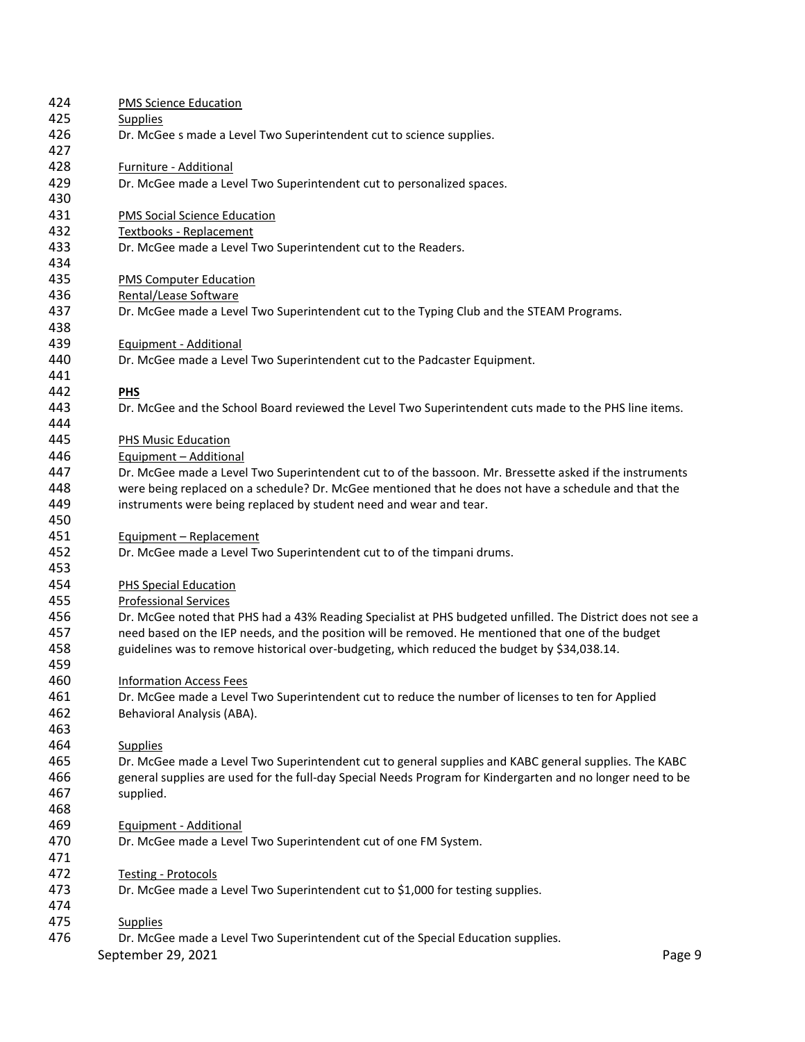PMS Science Education

Supplies

Dr. McGee s made a Level Two Superintendent cut to science supplies.

Furniture - Additional

Dr. McGee made a Level Two Superintendent cut to personalized spaces.

PMS Social Science Education

Textbooks - Replacement

Dr. McGee made a Level Two Superintendent cut to the Readers.

PMS Computer Education

Rental/Lease Software

Dr. McGee made a Level Two Superintendent cut to the Typing Club and the STEAM Programs.

Equipment - Additional

Dr. McGee made a Level Two Superintendent cut to the Padcaster Equipment.

**PHS**

Dr. McGee and the School Board reviewed the Level Two Superintendent cuts made to the PHS line items.

PHS Music Education

Equipment – Additional

Dr. McGee made a Level Two Superintendent cut to of the bassoon. Mr. Bressette asked if the instruments were being replaced on a schedule? Dr. McGee mentioned that he does not have a schedule and that the instruments were being replaced by student need and wear and tear.

Equipment – Replacement

Dr. McGee made a Level Two Superintendent cut to of the timpani drums.

PHS Special Education

Professional Services

Dr. McGee noted that PHS had a 43% Reading Specialist at PHS budgeted unfilled. The District does not see a need based on the IEP needs, and the position will be removed. He mentioned that one of the budget guidelines was to remove historical over-budgeting, which reduced the budget by $34,038.14.

Information Access Fees

Dr. McGee made a Level Two Superintendent cut to reduce the number of licenses to ten for Applied Behavioral Analysis (ABA).

Supplies

Dr. McGee made a Level Two Superintendent cut to general supplies and KABC general supplies. The KABC general supplies are used for the full-day Special Needs Program for Kindergarten and no longer need to be supplied.

Equipment - Additional

Dr. McGee made a Level Two Superintendent cut of one FM System.

Testing - Protocols

Dr. McGee made a Level Two Superintendent cut to $1,000 for testing supplies.

Supplies

Dr. McGee made a Level Two Superintendent cut of the Special Education supplies.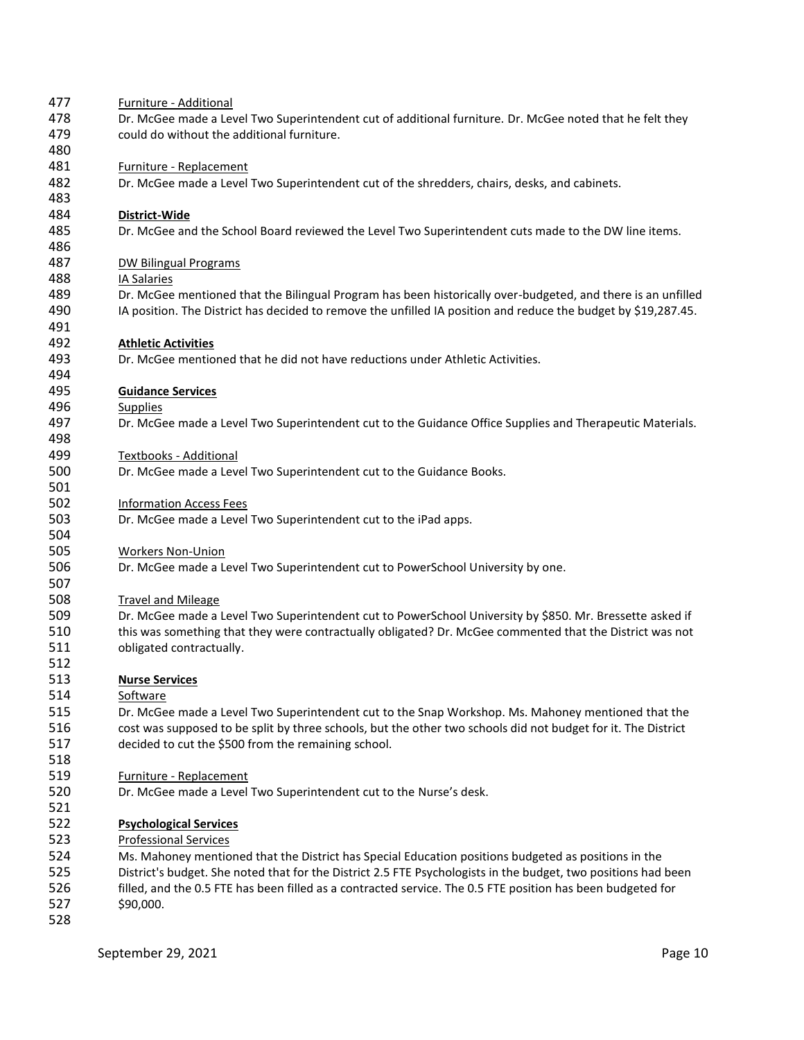Furniture - Additional

Dr. McGee made a Level Two Superintendent cut of additional furniture. Dr. McGee noted that he felt they could do without the additional furniture.

Furniture - Replacement

Dr. McGee made a Level Two Superintendent cut of the shredders, chairs, desks, and cabinets.

**District-Wide**

Dr. McGee and the School Board reviewed the Level Two Superintendent cuts made to the DW line items.

DW Bilingual Programs

IA Salaries

Dr. McGee mentioned that the Bilingual Program has been historically over-budgeted, and there is an unfilled IA position. The District has decided to remove the unfilled IA position and reduce the budget by $19,287.45.

**Athletic Activities**

Dr. McGee mentioned that he did not have reductions under Athletic Activities.

**Guidance Services**

Supplies

Dr. McGee made a Level Two Superintendent cut to the Guidance Office Supplies and Therapeutic Materials.

Textbooks - Additional

Dr. McGee made a Level Two Superintendent cut to the Guidance Books.

Information Access Fees

Dr. McGee made a Level Two Superintendent cut to the iPad apps.

Workers Non-Union

Dr. McGee made a Level Two Superintendent cut to PowerSchool University by one.

Travel and Mileage

Dr. McGee made a Level Two Superintendent cut to PowerSchool University by $850. Mr. Bressette asked if this was something that they were contractually obligated? Dr. McGee commented that the District was not obligated contractually.

**Nurse Services**

Software

Dr. McGee made a Level Two Superintendent cut to the Snap Workshop. Ms. Mahoney mentioned that the cost was supposed to be split by three schools, but the other two schools did not budget for it. The District decided to cut the $500 from the remaining school.

Furniture - Replacement

Dr. McGee made a Level Two Superintendent cut to the Nurse's desk.

**Psychological Services**

Professional Services

Ms. Mahoney mentioned that the District has Special Education positions budgeted as positions in the District's budget. She noted that for the District 2.5 FTE Psychologists in the budget, two positions had been filled, and the 0.5 FTE has been filled as a contracted service. The 0.5 FTE position has been budgeted for $90,000.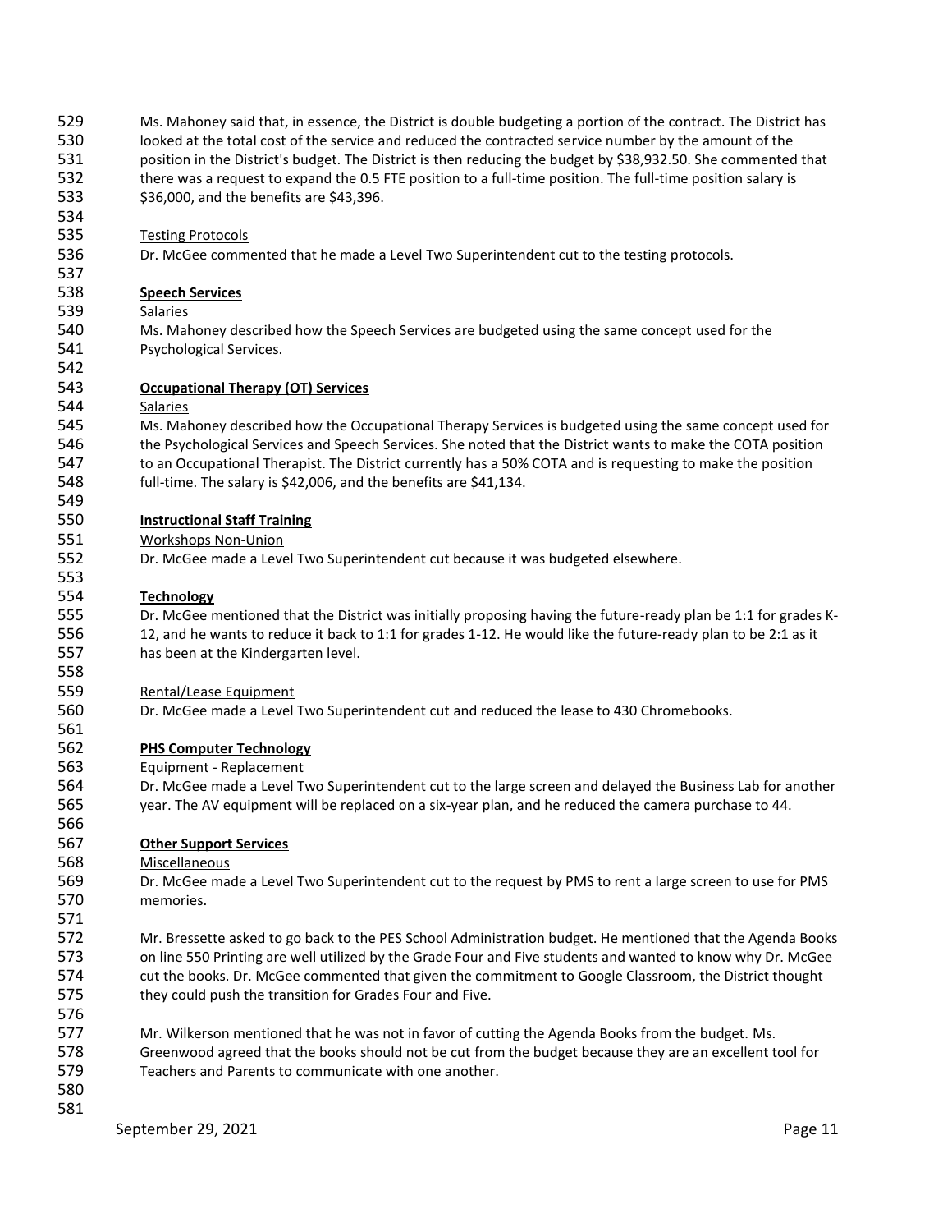Ms. Mahoney said that, in essence, the District is double budgeting a portion of the contract. The District has looked at the total cost of the service and reduced the contracted service number by the amount of the position in the District's budget. The District is then reducing the budget by $38,932.50. She commented that there was a request to expand the 0.5 FTE position to a full-time position. The full-time position salary is $36,000, and the benefits are $43,396.

<u>Testing Protocols</u>

Dr. McGee commented that he made a Level Two Superintendent cut to the testing protocols.

**<u>Speech Services</u>**

<u>Salaries</u>

Ms. Mahoney described how the Speech Services are budgeted using the same concept used for the Psychological Services.

**<u>Occupational Therapy (OT) Services</u>**

<u>Salaries</u>

Ms. Mahoney described how the Occupational Therapy Services is budgeted using the same concept used for the Psychological Services and Speech Services. She noted that the District wants to make the COTA position to an Occupational Therapist. The District currently has a 50% COTA and is requesting to make the position full-time. The salary is $42,006, and the benefits are $41,134.

**<u>Instructional Staff Training</u>**

<u>Workshops Non-Union</u>

Dr. McGee made a Level Two Superintendent cut because it was budgeted elsewhere.

**<u>Technology</u>**

Dr. McGee mentioned that the District was initially proposing having the future-ready plan be 1:1 for grades K-12, and he wants to reduce it back to 1:1 for grades 1-12. He would like the future-ready plan to be 2:1 as it has been at the Kindergarten level.

<u>Rental/Lease Equipment</u>

Dr. McGee made a Level Two Superintendent cut and reduced the lease to 430 Chromebooks.

**<u>PHS Computer Technology</u>**

<u>Equipment - Replacement</u>

Dr. McGee made a Level Two Superintendent cut to the large screen and delayed the Business Lab for another year. The AV equipment will be replaced on a six-year plan, and he reduced the camera purchase to 44.

**<u>Other Support Services</u>**

<u>Miscellaneous</u>

Dr. McGee made a Level Two Superintendent cut to the request by PMS to rent a large screen to use for PMS memories.

Mr. Bressette asked to go back to the PES School Administration budget. He mentioned that the Agenda Books on line 550 Printing are well utilized by the Grade Four and Five students and wanted to know why Dr. McGee cut the books. Dr. McGee commented that given the commitment to Google Classroom, the District thought they could push the transition for Grades Four and Five.

Mr. Wilkerson mentioned that he was not in favor of cutting the Agenda Books from the budget. Ms. Greenwood agreed that the books should not be cut from the budget because they are an excellent tool for Teachers and Parents to communicate with one another.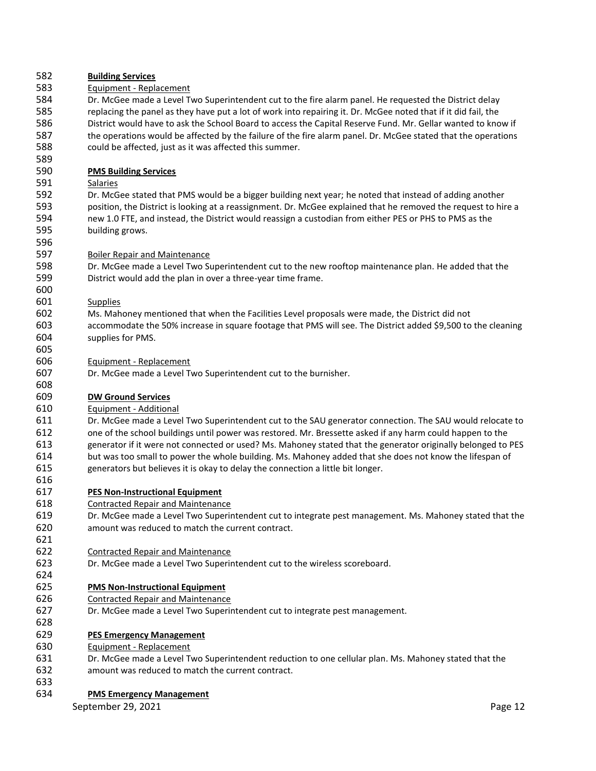**Building Services**

Equipment - Replacement

Dr. McGee made a Level Two Superintendent cut to the fire alarm panel. He requested the District delay replacing the panel as they have put a lot of work into repairing it. Dr. McGee noted that if it did fail, the District would have to ask the School Board to access the Capital Reserve Fund. Mr. Gellar wanted to know if the operations would be affected by the failure of the fire alarm panel. Dr. McGee stated that the operations could be affected, just as it was affected this summer.

**PMS Building Services**

Salaries

Dr. McGee stated that PMS would be a bigger building next year; he noted that instead of adding another position, the District is looking at a reassignment. Dr. McGee explained that he removed the request to hire a new 1.0 FTE, and instead, the District would reassign a custodian from either PES or PHS to PMS as the building grows.

Boiler Repair and Maintenance

Dr. McGee made a Level Two Superintendent cut to the new rooftop maintenance plan. He added that the District would add the plan in over a three-year time frame.

Supplies

Ms. Mahoney mentioned that when the Facilities Level proposals were made, the District did not accommodate the 50% increase in square footage that PMS will see. The District added $9,500 to the cleaning supplies for PMS.

Equipment - Replacement

Dr. McGee made a Level Two Superintendent cut to the burnisher.

**DW Ground Services**

Equipment - Additional

Dr. McGee made a Level Two Superintendent cut to the SAU generator connection. The SAU would relocate to one of the school buildings until power was restored. Mr. Bressette asked if any harm could happen to the generator if it were not connected or used? Ms. Mahoney stated that the generator originally belonged to PES but was too small to power the whole building. Ms. Mahoney added that she does not know the lifespan of generators but believes it is okay to delay the connection a little bit longer.

**PES Non-Instructional Equipment**

Contracted Repair and Maintenance

Dr. McGee made a Level Two Superintendent cut to integrate pest management. Ms. Mahoney stated that the amount was reduced to match the current contract.

Contracted Repair and Maintenance

Dr. McGee made a Level Two Superintendent cut to the wireless scoreboard.

**PMS Non-Instructional Equipment**

Contracted Repair and Maintenance

Dr. McGee made a Level Two Superintendent cut to integrate pest management.

**PES Emergency Management**

Equipment - Replacement

Dr. McGee made a Level Two Superintendent reduction to one cellular plan. Ms. Mahoney stated that the amount was reduced to match the current contract.

**PMS Emergency Management**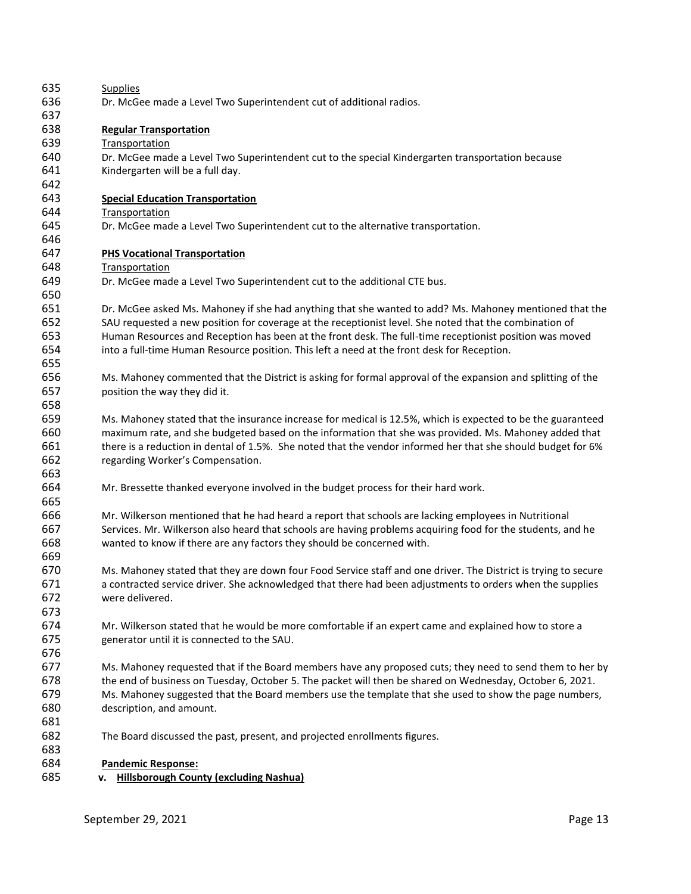Supplies

Dr. McGee made a Level Two Superintendent cut of additional radios.

**Regular Transportation**

Transportation

Dr. McGee made a Level Two Superintendent cut to the special Kindergarten transportation because Kindergarten will be a full day.

**Special Education Transportation**

Transportation

Dr. McGee made a Level Two Superintendent cut to the alternative transportation.

**PHS Vocational Transportation**

Transportation

Dr. McGee made a Level Two Superintendent cut to the additional CTE bus.

Dr. McGee asked Ms. Mahoney if she had anything that she wanted to add? Ms. Mahoney mentioned that the SAU requested a new position for coverage at the receptionist level. She noted that the combination of Human Resources and Reception has been at the front desk. The full-time receptionist position was moved into a full-time Human Resource position. This left a need at the front desk for Reception.

Ms. Mahoney commented that the District is asking for formal approval of the expansion and splitting of the position the way they did it.

Ms. Mahoney stated that the insurance increase for medical is 12.5%, which is expected to be the guaranteed maximum rate, and she budgeted based on the information that she was provided. Ms. Mahoney added that there is a reduction in dental of 1.5%. She noted that the vendor informed her that she should budget for 6% regarding Worker's Compensation.

Mr. Bressette thanked everyone involved in the budget process for their hard work.

Mr. Wilkerson mentioned that he had heard a report that schools are lacking employees in Nutritional Services. Mr. Wilkerson also heard that schools are having problems acquiring food for the students, and he wanted to know if there are any factors they should be concerned with.

Ms. Mahoney stated that they are down four Food Service staff and one driver. The District is trying to secure a contracted service driver. She acknowledged that there had been adjustments to orders when the supplies were delivered.

Mr. Wilkerson stated that he would be more comfortable if an expert came and explained how to store a generator until it is connected to the SAU.

Ms. Mahoney requested that if the Board members have any proposed cuts; they need to send them to her by the end of business on Tuesday, October 5. The packet will then be shared on Wednesday, October 6, 2021. Ms. Mahoney suggested that the Board members use the template that she used to show the page numbers, description, and amount.

The Board discussed the past, present, and projected enrollments figures.

**Pandemic Response:**

**v. Hillsborough County (excluding Nashua)**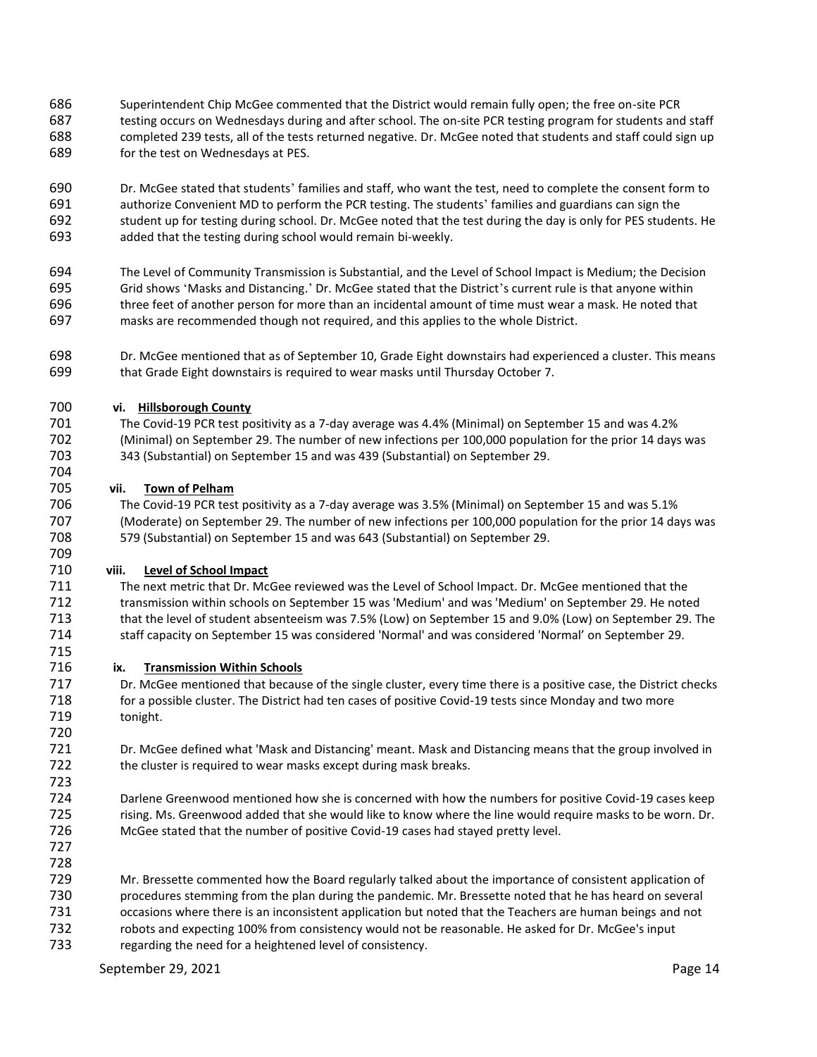Superintendent Chip McGee commented that the District would remain fully open; the free on-site PCR testing occurs on Wednesdays during and after school. The on-site PCR testing program for students and staff completed 239 tests, all of the tests returned negative. Dr. McGee noted that students and staff could sign up for the test on Wednesdays at PES.

Dr. McGee stated that students' families and staff, who want the test, need to complete the consent form to authorize Convenient MD to perform the PCR testing. The students' families and guardians can sign the student up for testing during school. Dr. McGee noted that the test during the day is only for PES students. He added that the testing during school would remain bi-weekly.

The Level of Community Transmission is Substantial, and the Level of School Impact is Medium; the Decision Grid shows 'Masks and Distancing.' Dr. McGee stated that the District's current rule is that anyone within three feet of another person for more than an incidental amount of time must wear a mask. He noted that masks are recommended though not required, and this applies to the whole District.

Dr. McGee mentioned that as of September 10, Grade Eight downstairs had experienced a cluster. This means that Grade Eight downstairs is required to wear masks until Thursday October 7.

**vi. Hillsborough County**

The Covid-19 PCR test positivity as a 7-day average was 4.4% (Minimal) on September 15 and was 4.2% (Minimal) on September 29. The number of new infections per 100,000 population for the prior 14 days was 343 (Substantial) on September 15 and was 439 (Substantial) on September 29.

**vii. Town of Pelham**

The Covid-19 PCR test positivity as a 7-day average was 3.5% (Minimal) on September 15 and was 5.1% (Moderate) on September 29. The number of new infections per 100,000 population for the prior 14 days was 579 (Substantial) on September 15 and was 643 (Substantial) on September 29.

**viii. Level of School Impact**

The next metric that Dr. McGee reviewed was the Level of School Impact. Dr. McGee mentioned that the transmission within schools on September 15 was 'Medium' and was 'Medium' on September 29. He noted that the level of student absenteeism was 7.5% (Low) on September 15 and 9.0% (Low) on September 29. The staff capacity on September 15 was considered 'Normal' and was considered 'Normal' on September 29.

**ix. Transmission Within Schools**

Dr. McGee mentioned that because of the single cluster, every time there is a positive case, the District checks for a possible cluster. The District had ten cases of positive Covid-19 tests since Monday and two more tonight.

Dr. McGee defined what 'Mask and Distancing' meant. Mask and Distancing means that the group involved in the cluster is required to wear masks except during mask breaks.

Darlene Greenwood mentioned how she is concerned with how the numbers for positive Covid-19 cases keep rising. Ms. Greenwood added that she would like to know where the line would require masks to be worn. Dr. McGee stated that the number of positive Covid-19 cases had stayed pretty level.

Mr. Bressette commented how the Board regularly talked about the importance of consistent application of procedures stemming from the plan during the pandemic. Mr. Bressette noted that he has heard on several occasions where there is an inconsistent application but noted that the Teachers are human beings and not robots and expecting 100% from consistency would not be reasonable. He asked for Dr. McGee's input regarding the need for a heightened level of consistency.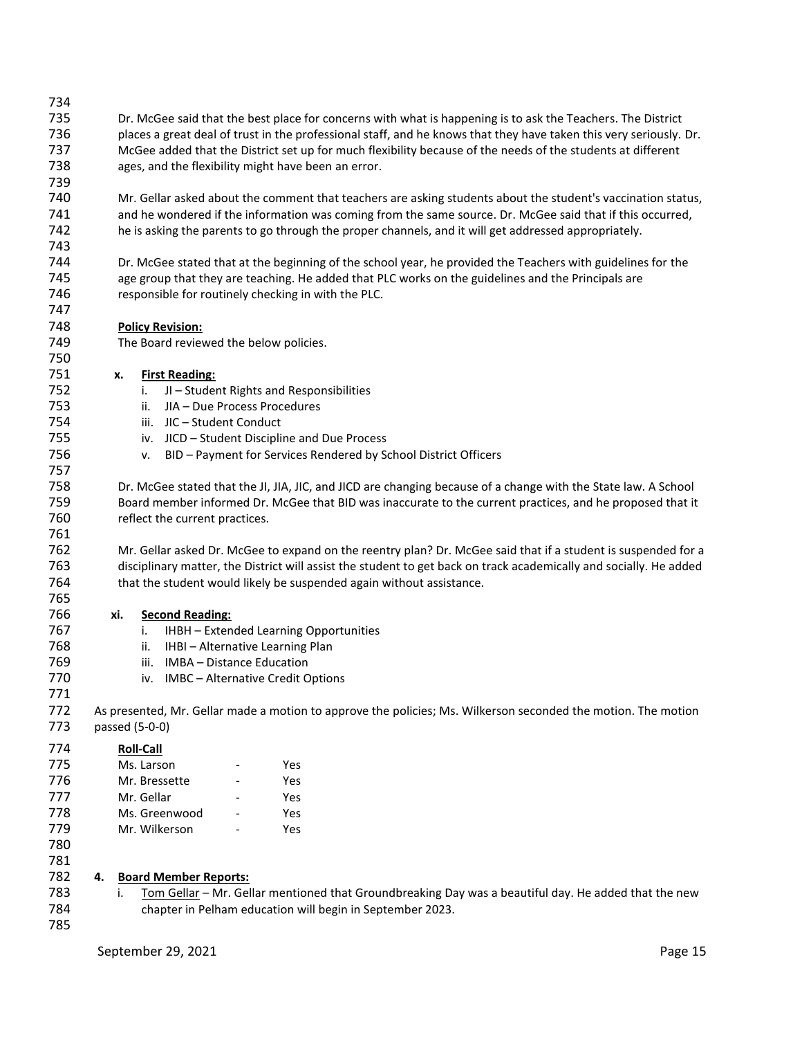Dr. McGee said that the best place for concerns with what is happening is to ask the Teachers. The District places a great deal of trust in the professional staff, and he knows that they have taken this very seriously. Dr. McGee added that the District set up for much flexibility because of the needs of the students at different ages, and the flexibility might have been an error.

Mr. Gellar asked about the comment that teachers are asking students about the student's vaccination status, and he wondered if the information was coming from the same source. Dr. McGee said that if this occurred, he is asking the parents to go through the proper channels, and it will get addressed appropriately.

Dr. McGee stated that at the beginning of the school year, he provided the Teachers with guidelines for the age group that they are teaching. He added that PLC works on the guidelines and the Principals are responsible for routinely checking in with the PLC.

**Policy Revision:**

The Board reviewed the below policies.

**x. First Reading:**

i. JI – Student Rights and Responsibilities
ii. JIA – Due Process Procedures
iii. JIC – Student Conduct
iv. JICD – Student Discipline and Due Process
v. BID – Payment for Services Rendered by School District Officers

Dr. McGee stated that the JI, JIA, JIC, and JICD are changing because of a change with the State law. A School Board member informed Dr. McGee that BID was inaccurate to the current practices, and he proposed that it reflect the current practices.

Mr. Gellar asked Dr. McGee to expand on the reentry plan? Dr. McGee said that if a student is suspended for a disciplinary matter, the District will assist the student to get back on track academically and socially. He added that the student would likely be suspended again without assistance.

**xi. Second Reading:**

i. IHBH – Extended Learning Opportunities
ii. IHBI – Alternative Learning Plan
iii. IMBA – Distance Education
iv. IMBC – Alternative Credit Options

As presented, Mr. Gellar made a motion to approve the policies; Ms. Wilkerson seconded the motion. The motion passed (5-0-0)

**Roll-Call**

| | | |
|---|---|---|
| Ms. Larson | - | Yes |
| Mr. Bressette | - | Yes |
| Mr. Gellar | - | Yes |
| Ms. Greenwood | - | Yes |
| Mr. Wilkerson | - | Yes |

**4. Board Member Reports:**

i. Tom Gellar – Mr. Gellar mentioned that Groundbreaking Day was a beautiful day. He added that the new chapter in Pelham education will begin in September 2023.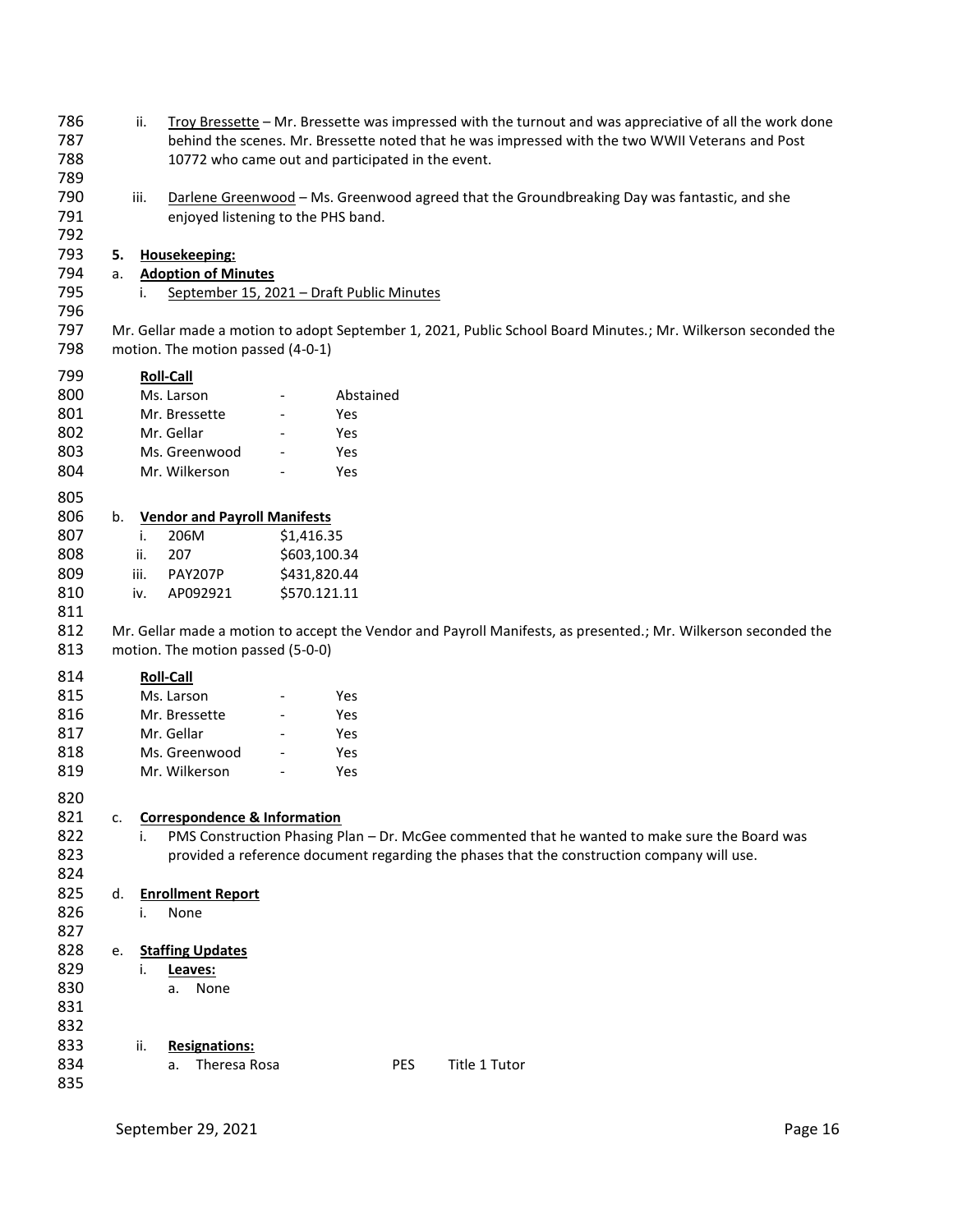ii. Troy Bressette – Mr. Bressette was impressed with the turnout and was appreciative of all the work done behind the scenes. Mr. Bressette noted that he was impressed with the two WWII Veterans and Post 10772 who came out and participated in the event.

iii. Darlene Greenwood – Ms. Greenwood agreed that the Groundbreaking Day was fantastic, and she enjoyed listening to the PHS band.

**5. Housekeeping:**

a. **Adoption of Minutes**

i. September 15, 2021 – Draft Public Minutes

Mr. Gellar made a motion to adopt September 1, 2021, Public School Board Minutes.; Mr. Wilkerson seconded the motion. The motion passed (4-0-1)

**Roll-Call**

| | | |
|---|---|---|
| Ms. Larson | - | Abstained |
| Mr. Bressette | - | Yes |
| Mr. Gellar | - | Yes |
| Ms. Greenwood | - | Yes |
| Mr. Wilkerson | - | Yes |

b. **Vendor and Payroll Manifests**

| | | |
|---|---|---|
| i. | 206M | $1,416.35 |
| ii. | 207 | $603,100.34 |
| iii. | PAY207P | $431,820.44 |
| iv. | AP092921 | $570.121.11 |

Mr. Gellar made a motion to accept the Vendor and Payroll Manifests, as presented.; Mr. Wilkerson seconded the motion. The motion passed (5-0-0)

**Roll-Call**

| | | |
|---|---|---|
| Ms. Larson | - | Yes |
| Mr. Bressette | - | Yes |
| Mr. Gellar | - | Yes |
| Ms. Greenwood | - | Yes |
| Mr. Wilkerson | - | Yes |

c. **Correspondence & Information**

i. PMS Construction Phasing Plan – Dr. McGee commented that he wanted to make sure the Board was provided a reference document regarding the phases that the construction company will use.

d. **Enrollment Report**

i. None

e. **Staffing Updates**

i. **Leaves:**

a. None

ii. **Resignations:**

a. Theresa Rosa PES Title 1 Tutor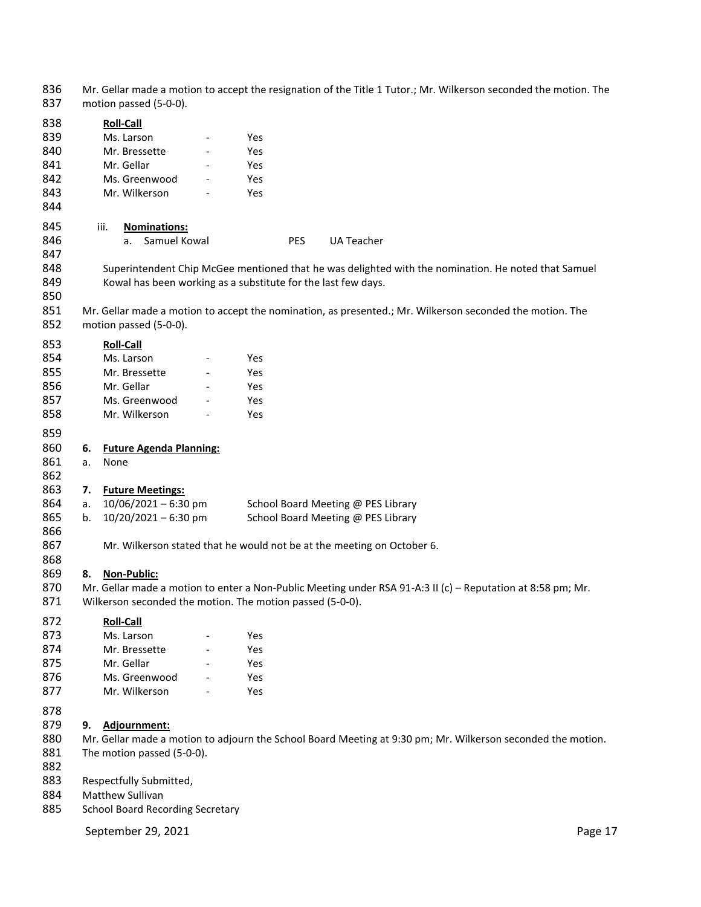Mr. Gellar made a motion to accept the resignation of the Title 1 Tutor.; Mr. Wilkerson seconded the motion. The motion passed (5-0-0).

**Roll-Call**

| | | |
|---|---|---|
| Ms. Larson | - | Yes |
| Mr. Bressette | - | Yes |
| Mr. Gellar | - | Yes |
| Ms. Greenwood | - | Yes |
| Mr. Wilkerson | - | Yes |

iii. **Nominations:**

a. Samuel Kowal PES UA Teacher

Superintendent Chip McGee mentioned that he was delighted with the nomination. He noted that Samuel Kowal has been working as a substitute for the last few days.

Mr. Gellar made a motion to accept the nomination, as presented.; Mr. Wilkerson seconded the motion. The motion passed (5-0-0).

**Roll-Call**

| | | |
|---|---|---|
| Ms. Larson | - | Yes |
| Mr. Bressette | - | Yes |
| Mr. Gellar | - | Yes |
| Ms. Greenwood | - | Yes |
| Mr. Wilkerson | - | Yes |

**6. Future Agenda Planning:**

a. None

**7. Future Meetings:**

a. 10/06/2021 – 6:30 pm School Board Meeting @ PES Library

b. 10/20/2021 – 6:30 pm School Board Meeting @ PES Library

Mr. Wilkerson stated that he would not be at the meeting on October 6.

**8. Non-Public:**

Mr. Gellar made a motion to enter a Non-Public Meeting under RSA 91-A:3 II (c) – Reputation at 8:58 pm; Mr. Wilkerson seconded the motion. The motion passed (5-0-0).

**Roll-Call**

| | | |
|---|---|---|
| Ms. Larson | - | Yes |
| Mr. Bressette | - | Yes |
| Mr. Gellar | - | Yes |
| Ms. Greenwood | - | Yes |
| Mr. Wilkerson | - | Yes |

**9. Adjournment:**

Mr. Gellar made a motion to adjourn the School Board Meeting at 9:30 pm; Mr. Wilkerson seconded the motion. The motion passed (5-0-0).

Respectfully Submitted,
Matthew Sullivan
School Board Recording Secretary